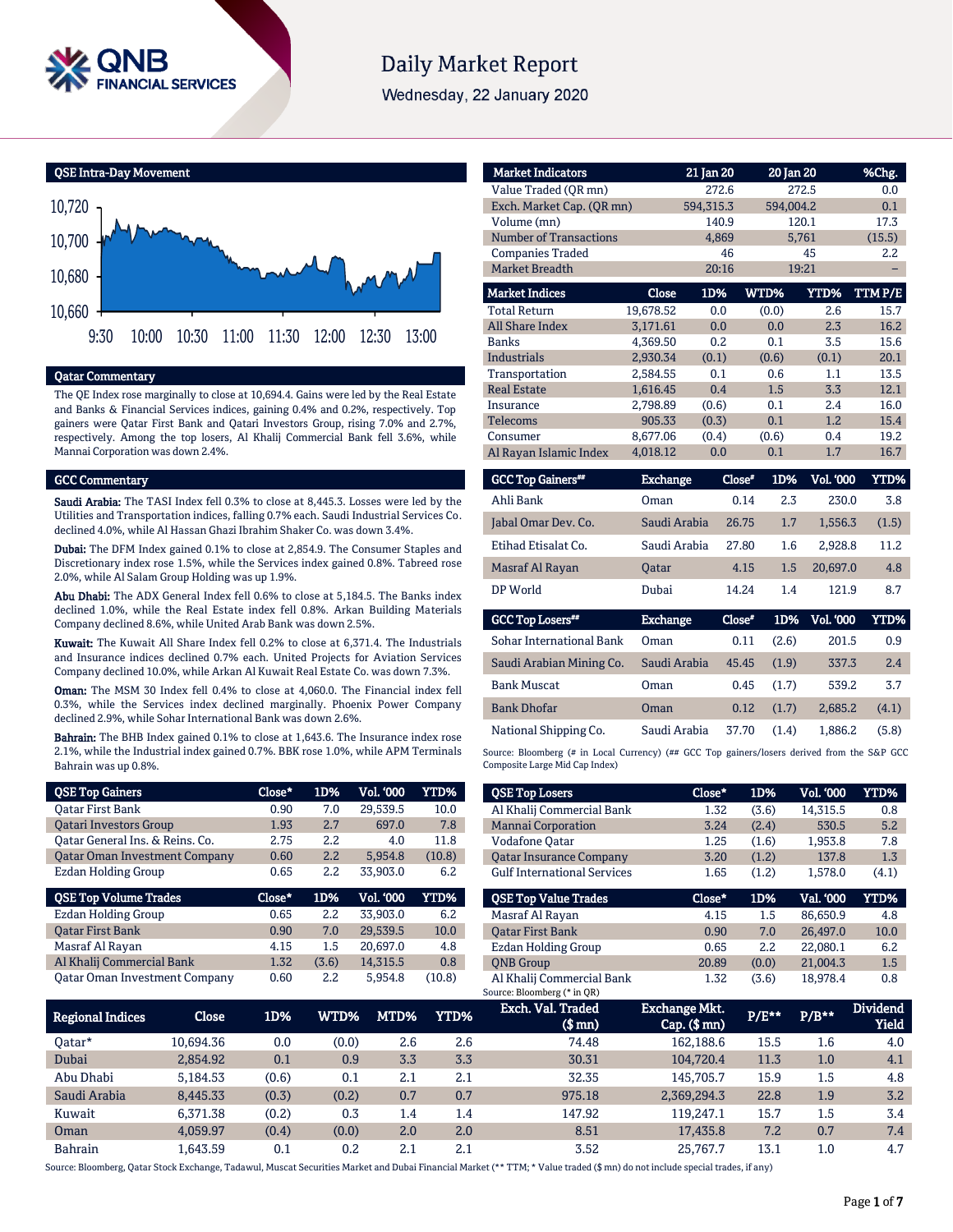# Daily Market Report

Wednesday, 22 January 2020

## QSE Intra-Day Movement

## Qatar Commentary

The QE Index rose marginally to close at 10,694.4. Gains were led by the Real Estate and Banks & Financial Services indices, gaining 0.4% and 0.2%, respectively. Top gainers were Qatar First Bank and Qatari Investors Group, rising 7.0% and 2.7%, respectively. Among the top losers, Al Khalij Commercial Bank fell 3.6%, while Mannai Corporation was down 2.4%.

## GCC Commentary

**Saudi Arabia:** The TASI Index fell 0.3% to close at 8,445.3. Losses were led by the Utilities and Transportation indices, falling 0.7% each. Saudi Industrial Services Co. declined 4.0%, while Al Hassan Ghazi Ibrahim Shaker Co. was down 3.4%.

**Dubai:** The DFM Index gained 0.1% to close at 2,854.9. The Consumer Staples and Discretionary index rose 1.5%, while the Services index gained 0.8%. Tabreed rose 2.0%, while Al Salam Group Holding was up 1.9%.

**Abu Dhabi:** The ADX General Index fell 0.6% to close at 5,184.5. The Banks index declined 1.0%, while the Real Estate index fell 0.8%. Arkan Building Materials Company declined 8.6%, while United Arab Bank was down 2.5%.

**Kuwait:** The Kuwait All Share Index fell 0.2% to close at 6,371.4. The Industrials and Insurance indices declined 0.7% each. United Projects for Aviation Services Company declined 10.0%, while Arkan Al Kuwait Real Estate Co. was down 7.3%.

**Oman:** The MSM 30 Index fell 0.4% to close at 4,060.0. The Financial index fell 0.3%, while the Services index declined marginally. Phoenix Power Company declined 2.9%, while Sohar International Bank was down 2.6%.

**Bahrain:** The BHB Index gained 0.1% to close at 1,643.6. The Insurance index rose 2.1%, while the Industrial index gained 0.7%. BBK rose 1.0%, while APM Terminals Bahrain was up 0.8%.

| Market Indicators | 21 Jan 20 | 20 Jan 20 | %Chg. |
|---|---|---|---|
| Value Traded (QR mn) | 272.6 | 272.5 | 0.0 |
| Exch. Market Cap. (QR mn) | 594,315.3 | 594,004.2 | 0.1 |
| Volume (mn) | 140.9 | 120.1 | 17.3 |
| Number of Transactions | 4,869 | 5,761 | (15.5) |
| Companies Traded | 46 | 45 | 2.2 |
| Market Breadth | 20:16 | 19:21 | – |

| Market Indices | Close | 1D% | WTD% | YTD% | TTM P/E |
|---|---|---|---|---|---|
| Total Return | 19,678.52 | 0.0 | (0.0) | 2.6 | 15.7 |
| All Share Index | 3,171.61 | 0.0 | 0.0 | 2.3 | 16.2 |
| Banks | 4,369.50 | 0.2 | 0.1 | 3.5 | 15.6 |
| Industrials | 2,930.34 | (0.1) | (0.6) | (0.1) | 20.1 |
| Transportation | 2,584.55 | 0.1 | 0.6 | 1.1 | 13.5 |
| Real Estate | 1,616.45 | 0.4 | 1.5 | 3.3 | 12.1 |
| Insurance | 2,798.89 | (0.6) | 0.1 | 2.4 | 16.0 |
| Telecoms | 905.33 | (0.3) | 0.1 | 1.2 | 15.4 |
| Consumer | 8,677.06 | (0.4) | (0.6) | 0.4 | 19.2 |
| Al Rayan Islamic Index | 4,018.12 | 0.0 | 0.1 | 1.7 | 16.7 |

| GCC Top Gainers## | Exchange | Close# | 1D% | Vol. '000 | YTD% |
|---|---|---|---|---|---|
| Ahli Bank | Oman | 0.14 | 2.3 | 230.0 | 3.8 |
| Jabal Omar Dev. Co. | Saudi Arabia | 26.75 | 1.7 | 1,556.3 | (1.5) |
| Etihad Etisalat Co. | Saudi Arabia | 27.80 | 1.6 | 2,928.8 | 11.2 |
| Masraf Al Rayan | Qatar | 4.15 | 1.5 | 20,697.0 | 4.8 |
| DP World | Dubai | 14.24 | 1.4 | 121.9 | 8.7 |

| GCC Top Losers## | Exchange | Close# | 1D% | Vol. '000 | YTD% |
|---|---|---|---|---|---|
| Sohar International Bank | Oman | 0.11 | (2.6) | 201.5 | 0.9 |
| Saudi Arabian Mining Co. | Saudi Arabia | 45.45 | (1.9) | 337.3 | 2.4 |
| Bank Muscat | Oman | 0.45 | (1.7) | 539.2 | 3.7 |
| Bank Dhofar | Oman | 0.12 | (1.7) | 2,685.2 | (4.1) |
| National Shipping Co. | Saudi Arabia | 37.70 | (1.4) | 1,886.2 | (5.8) |

Source: Bloomberg (# in Local Currency) (## GCC Top gainers/losers derived from the S&P GCC Composite Large Mid Cap Index)

| QSE Top Gainers | Close* | 1D% | Vol. '000 | YTD% |
|---|---|---|---|---|
| Qatar First Bank | 0.90 | 7.0 | 29,539.5 | 10.0 |
| Qatari Investors Group | 1.93 | 2.7 | 697.0 | 7.8 |
| Qatar General Ins. & Reins. Co. | 2.75 | 2.2 | 4.0 | 11.8 |
| Qatar Oman Investment Company | 0.60 | 2.2 | 5,954.8 | (10.8) |
| Ezdan Holding Group | 0.65 | 2.2 | 33,903.0 | 6.2 |

| QSE Top Losers | Close* | 1D% | Vol. '000 | YTD% |
|---|---|---|---|---|
| Al Khalij Commercial Bank | 1.32 | (3.6) | 14,315.5 | 0.8 |
| Mannai Corporation | 3.24 | (2.4) | 530.5 | 5.2 |
| Vodafone Qatar | 1.25 | (1.6) | 1,953.8 | 7.8 |
| Qatar Insurance Company | 3.20 | (1.2) | 137.8 | 1.3 |
| Gulf International Services | 1.65 | (1.2) | 1,578.0 | (4.1) |

| QSE Top Volume Trades | Close* | 1D% | Vol. '000 | YTD% |
|---|---|---|---|---|
| Ezdan Holding Group | 0.65 | 2.2 | 33,903.0 | 6.2 |
| Qatar First Bank | 0.90 | 7.0 | 29,539.5 | 10.0 |
| Masraf Al Rayan | 4.15 | 1.5 | 20,697.0 | 4.8 |
| Al Khalij Commercial Bank | 1.32 | (3.6) | 14,315.5 | 0.8 |
| Qatar Oman Investment Company | 0.60 | 2.2 | 5,954.8 | (10.8) |

| QSE Top Value Trades | Close* | 1D% | Val. '000 | YTD% |
|---|---|---|---|---|
| Masraf Al Rayan | 4.15 | 1.5 | 86,650.9 | 4.8 |
| Qatar First Bank | 0.90 | 7.0 | 26,497.0 | 10.0 |
| Ezdan Holding Group | 0.65 | 2.2 | 22,080.1 | 6.2 |
| QNB Group | 20.89 | (0.0) | 21,004.3 | 1.5 |
| Al Khalij Commercial Bank | 1.32 | (3.6) | 18,978.4 | 0.8 |

Source: Bloomberg (* in QR)

| Regional Indices | Close | 1D% | WTD% | MTD% | YTD% | Exch. Val. Traded ($ mn) | Exchange Mkt. Cap. ($ mn) | P/E** | P/B** | Dividend Yield |
|---|---|---|---|---|---|---|---|---|---|---|
| Qatar* | 10,694.36 | 0.0 | (0.0) | 2.6 | 2.6 | 74.48 | 162,188.6 | 15.5 | 1.6 | 4.0 |
| Dubai | 2,854.92 | 0.1 | 0.9 | 3.3 | 3.3 | 30.31 | 104,720.4 | 11.3 | 1.0 | 4.1 |
| Abu Dhabi | 5,184.53 | (0.6) | 0.1 | 2.1 | 2.1 | 32.35 | 145,705.7 | 15.9 | 1.5 | 4.8 |
| Saudi Arabia | 8,445.33 | (0.3) | (0.2) | 0.7 | 0.7 | 975.18 | 2,369,294.3 | 22.8 | 1.9 | 3.2 |
| Kuwait | 6,371.38 | (0.2) | 0.3 | 1.4 | 1.4 | 147.92 | 119,247.1 | 15.7 | 1.5 | 3.4 |
| Oman | 4,059.97 | (0.4) | (0.0) | 2.0 | 2.0 | 8.51 | 17,435.8 | 7.2 | 0.7 | 7.4 |
| Bahrain | 1,643.59 | 0.1 | 0.2 | 2.1 | 2.1 | 3.52 | 25,767.7 | 13.1 | 1.0 | 4.7 |

Source: Bloomberg, Qatar Stock Exchange, Tadawul, Muscat Securities Market and Dubai Financial Market (** TTM; * Value traded ($ mn) do not include special trades, if any)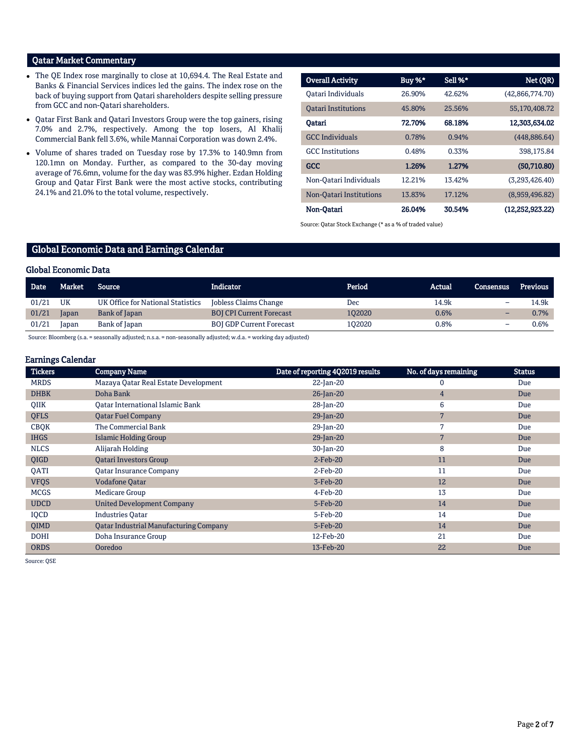## Qatar Market Commentary

- The QE Index rose marginally to close at 10,694.4. The Real Estate and Banks & Financial Services indices led the gains. The index rose on the back of buying support from Qatari shareholders despite selling pressure from GCC and non-Qatari shareholders.
- Qatar First Bank and Qatari Investors Group were the top gainers, rising 7.0% and 2.7%, respectively. Among the top losers, Al Khalij Commercial Bank fell 3.6%, while Mannai Corporation was down 2.4%.
- Volume of shares traded on Tuesday rose by 17.3% to 140.9mn from 120.1mn on Monday. Further, as compared to the 30-day moving average of 76.6mn, volume for the day was 83.9% higher. Ezdan Holding Group and Qatar First Bank were the most active stocks, contributing 24.1% and 21.0% to the total volume, respectively.

| Overall Activity | Buy %* | Sell %* | Net (QR) |
|---|---|---|---|
| Qatari Individuals | 26.90% | 42.62% | (42,866,774.70) |
| Qatari Institutions | 45.80% | 25.56% | 55,170,408.72 |
| **Qatari** | **72.70%** | **68.18%** | **12,303,634.02** |
| GCC Individuals | 0.78% | 0.94% | (448,886.64) |
| GCC Institutions | 0.48% | 0.33% | 398,175.84 |
| **GCC** | **1.26%** | **1.27%** | **(50,710.80)** |
| Non-Qatari Individuals | 12.21% | 13.42% | (3,293,426.40) |
| Non-Qatari Institutions | 13.83% | 17.12% | (8,959,496.82) |
| **Non-Qatari** | **26.04%** | **30.54%** | **(12,252,923.22)** |

Source: Qatar Stock Exchange (* as a % of traded value)

## Global Economic Data and Earnings Calendar

### Global Economic Data

| Date | Market | Source | Indicator | Period | Actual | Consensus | Previous |
|---|---|---|---|---|---|---|---|
| 01/21 | UK | UK Office for National Statistics | Jobless Claims Change | Dec | 14.9k | – | 14.9k |
| 01/21 | Japan | Bank of Japan | BOJ CPI Current Forecast | 1Q2020 | 0.6% | – | 0.7% |
| 01/21 | Japan | Bank of Japan | BOJ GDP Current Forecast | 1Q2020 | 0.8% | – | 0.6% |

Source: Bloomberg (s.a. = seasonally adjusted; n.s.a. = non-seasonally adjusted; w.d.a. = working day adjusted)

### Earnings Calendar

| Tickers | Company Name | Date of reporting 4Q2019 results | No. of days remaining | Status |
|---|---|---|---|---|
| MRDS | Mazaya Qatar Real Estate Development | 22-Jan-20 | 0 | Due |
| DHBK | Doha Bank | 26-Jan-20 | 4 | Due |
| QIIK | Qatar International Islamic Bank | 28-Jan-20 | 6 | Due |
| QFLS | Qatar Fuel Company | 29-Jan-20 | 7 | Due |
| CBQK | The Commercial Bank | 29-Jan-20 | 7 | Due |
| IHGS | Islamic Holding Group | 29-Jan-20 | 7 | Due |
| NLCS | Alijarah Holding | 30-Jan-20 | 8 | Due |
| QIGD | Qatari Investors Group | 2-Feb-20 | 11 | Due |
| QATI | Qatar Insurance Company | 2-Feb-20 | 11 | Due |
| VFQS | Vodafone Qatar | 3-Feb-20 | 12 | Due |
| MCGS | Medicare Group | 4-Feb-20 | 13 | Due |
| UDCD | United Development Company | 5-Feb-20 | 14 | Due |
| IQCD | Industries Qatar | 5-Feb-20 | 14 | Due |
| QIMD | Qatar Industrial Manufacturing Company | 5-Feb-20 | 14 | Due |
| DOHI | Doha Insurance Group | 12-Feb-20 | 21 | Due |
| ORDS | Ooredoo | 13-Feb-20 | 22 | Due |

Source: QSE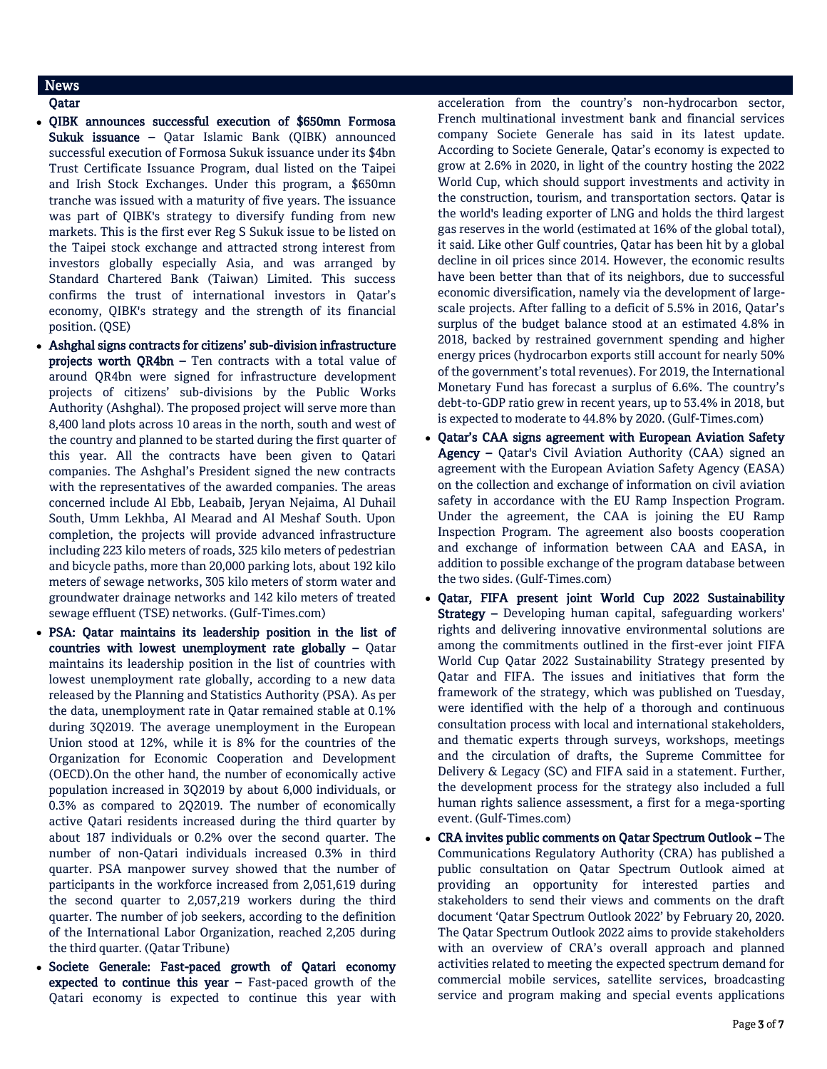## News

### Qatar

- **QIBK announces successful execution of $650mn Formosa Sukuk issuance –** Qatar Islamic Bank (QIBK) announced successful execution of Formosa Sukuk issuance under its $4bn Trust Certificate Issuance Program, dual listed on the Taipei and Irish Stock Exchanges. Under this program, a $650mn tranche was issued with a maturity of five years. The issuance was part of QIBK's strategy to diversify funding from new markets. This is the first ever Reg S Sukuk issue to be listed on the Taipei stock exchange and attracted strong interest from investors globally especially Asia, and was arranged by Standard Chartered Bank (Taiwan) Limited. This success confirms the trust of international investors in Qatar's economy, QIBK's strategy and the strength of its financial position. (QSE)
- **Ashghal signs contracts for citizens' sub-division infrastructure projects worth QR4bn –** Ten contracts with a total value of around QR4bn were signed for infrastructure development projects of citizens' sub-divisions by the Public Works Authority (Ashghal). The proposed project will serve more than 8,400 land plots across 10 areas in the north, south and west of the country and planned to be started during the first quarter of this year. All the contracts have been given to Qatari companies. The Ashghal's President signed the new contracts with the representatives of the awarded companies. The areas concerned include Al Ebb, Leabaib, Jeryan Nejaima, Al Duhail South, Umm Lekhba, Al Mearad and Al Meshaf South. Upon completion, the projects will provide advanced infrastructure including 223 kilo meters of roads, 325 kilo meters of pedestrian and bicycle paths, more than 20,000 parking lots, about 192 kilo meters of sewage networks, 305 kilo meters of storm water and groundwater drainage networks and 142 kilo meters of treated sewage effluent (TSE) networks. (Gulf-Times.com)
- **PSA: Qatar maintains its leadership position in the list of countries with lowest unemployment rate globally –** Qatar maintains its leadership position in the list of countries with lowest unemployment rate globally, according to a new data released by the Planning and Statistics Authority (PSA). As per the data, unemployment rate in Qatar remained stable at 0.1% during 3Q2019. The average unemployment in the European Union stood at 12%, while it is 8% for the countries of the Organization for Economic Cooperation and Development (OECD).On the other hand, the number of economically active population increased in 3Q2019 by about 6,000 individuals, or 0.3% as compared to 2Q2019. The number of economically active Qatari residents increased during the third quarter by about 187 individuals or 0.2% over the second quarter. The number of non-Qatari individuals increased 0.3% in third quarter. PSA manpower survey showed that the number of participants in the workforce increased from 2,051,619 during the second quarter to 2,057,219 workers during the third quarter. The number of job seekers, according to the definition of the International Labor Organization, reached 2,205 during the third quarter. (Qatar Tribune)
- **Societe Generale: Fast-paced growth of Qatari economy expected to continue this year –** Fast-paced growth of the Qatari economy is expected to continue this year with acceleration from the country's non-hydrocarbon sector, French multinational investment bank and financial services company Societe Generale has said in its latest update. According to Societe Generale, Qatar's economy is expected to grow at 2.6% in 2020, in light of the country hosting the 2022 World Cup, which should support investments and activity in the construction, tourism, and transportation sectors. Qatar is the world's leading exporter of LNG and holds the third largest gas reserves in the world (estimated at 16% of the global total), it said. Like other Gulf countries, Qatar has been hit by a global decline in oil prices since 2014. However, the economic results have been better than that of its neighbors, due to successful economic diversification, namely via the development of large-scale projects. After falling to a deficit of 5.5% in 2016, Qatar's surplus of the budget balance stood at an estimated 4.8% in 2018, backed by restrained government spending and higher energy prices (hydrocarbon exports still account for nearly 50% of the government's total revenues). For 2019, the International Monetary Fund has forecast a surplus of 6.6%. The country's debt-to-GDP ratio grew in recent years, up to 53.4% in 2018, but is expected to moderate to 44.8% by 2020. (Gulf-Times.com)
- **Qatar's CAA signs agreement with European Aviation Safety Agency –** Qatar's Civil Aviation Authority (CAA) signed an agreement with the European Aviation Safety Agency (EASA) on the collection and exchange of information on civil aviation safety in accordance with the EU Ramp Inspection Program. Under the agreement, the CAA is joining the EU Ramp Inspection Program. The agreement also boosts cooperation and exchange of information between CAA and EASA, in addition to possible exchange of the program database between the two sides. (Gulf-Times.com)
- **Qatar, FIFA present joint World Cup 2022 Sustainability Strategy –** Developing human capital, safeguarding workers' rights and delivering innovative environmental solutions are among the commitments outlined in the first-ever joint FIFA World Cup Qatar 2022 Sustainability Strategy presented by Qatar and FIFA. The issues and initiatives that form the framework of the strategy, which was published on Tuesday, were identified with the help of a thorough and continuous consultation process with local and international stakeholders, and thematic experts through surveys, workshops, meetings and the circulation of drafts, the Supreme Committee for Delivery & Legacy (SC) and FIFA said in a statement. Further, the development process for the strategy also included a full human rights salience assessment, a first for a mega-sporting event. (Gulf-Times.com)
- **CRA invites public comments on Qatar Spectrum Outlook –** The Communications Regulatory Authority (CRA) has published a public consultation on Qatar Spectrum Outlook aimed at providing an opportunity for interested parties and stakeholders to send their views and comments on the draft document 'Qatar Spectrum Outlook 2022' by February 20, 2020. The Qatar Spectrum Outlook 2022 aims to provide stakeholders with an overview of CRA's overall approach and planned activities related to meeting the expected spectrum demand for commercial mobile services, satellite services, broadcasting service and program making and special events applications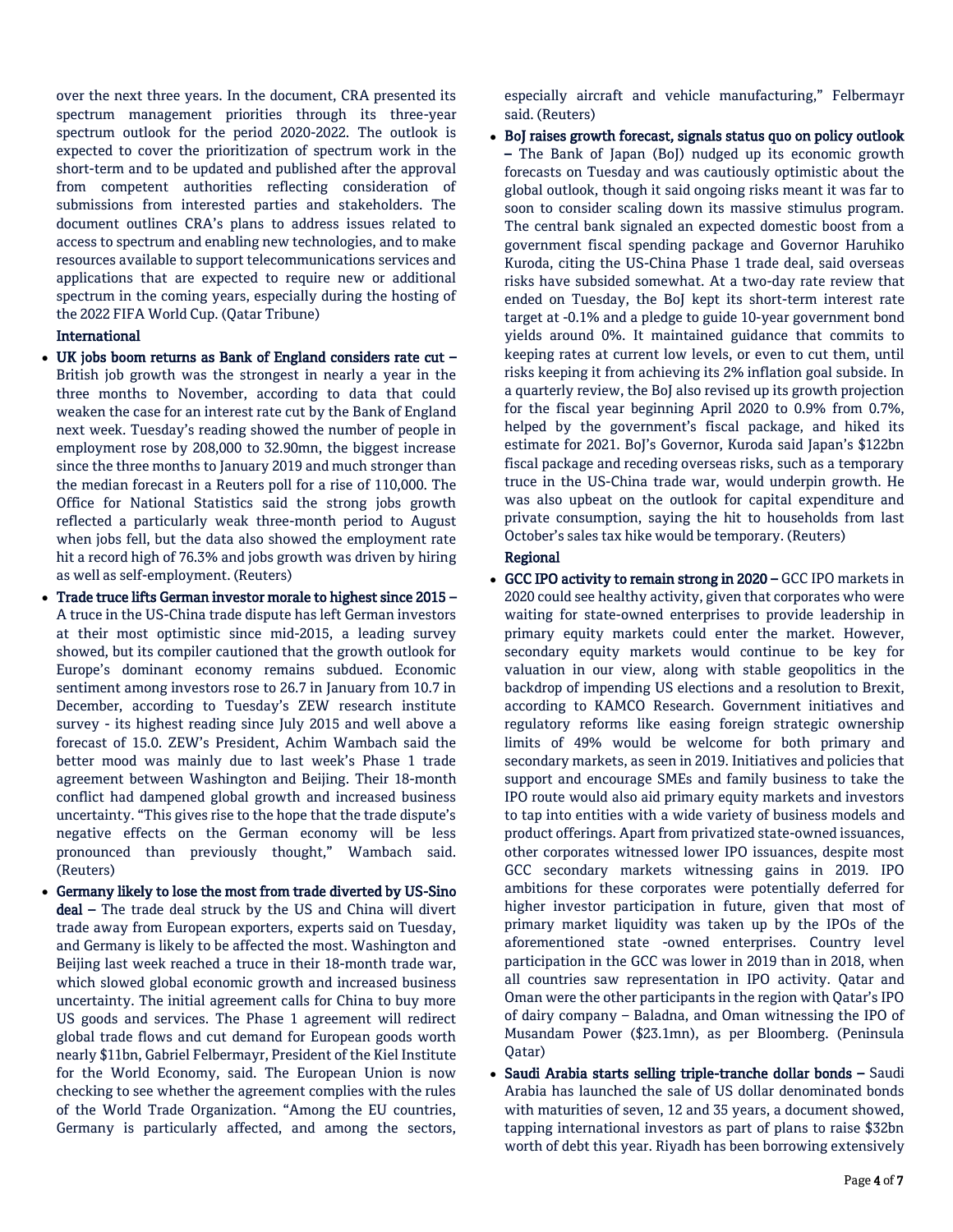over the next three years. In the document, CRA presented its spectrum management priorities through its three-year spectrum outlook for the period 2020-2022. The outlook is expected to cover the prioritization of spectrum work in the short-term and to be updated and published after the approval from competent authorities reflecting consideration of submissions from interested parties and stakeholders. The document outlines CRA's plans to address issues related to access to spectrum and enabling new technologies, and to make resources available to support telecommunications services and applications that are expected to require new or additional spectrum in the coming years, especially during the hosting of the 2022 FIFA World Cup. (Qatar Tribune)

**International**

- **UK jobs boom returns as Bank of England considers rate cut –** British job growth was the strongest in nearly a year in the three months to November, according to data that could weaken the case for an interest rate cut by the Bank of England next week. Tuesday's reading showed the number of people in employment rose by 208,000 to 32.90mn, the biggest increase since the three months to January 2019 and much stronger than the median forecast in a Reuters poll for a rise of 110,000. The Office for National Statistics said the strong jobs growth reflected a particularly weak three-month period to August when jobs fell, but the data also showed the employment rate hit a record high of 76.3% and jobs growth was driven by hiring as well as self-employment. (Reuters)
- **Trade truce lifts German investor morale to highest since 2015 –** A truce in the US-China trade dispute has left German investors at their most optimistic since mid-2015, a leading survey showed, but its compiler cautioned that the growth outlook for Europe's dominant economy remains subdued. Economic sentiment among investors rose to 26.7 in January from 10.7 in December, according to Tuesday's ZEW research institute survey - its highest reading since July 2015 and well above a forecast of 15.0. ZEW's President, Achim Wambach said the better mood was mainly due to last week's Phase 1 trade agreement between Washington and Beijing. Their 18-month conflict had dampened global growth and increased business uncertainty. "This gives rise to the hope that the trade dispute's negative effects on the German economy will be less pronounced than previously thought," Wambach said. (Reuters)
- **Germany likely to lose the most from trade diverted by US-Sino deal –** The trade deal struck by the US and China will divert trade away from European exporters, experts said on Tuesday, and Germany is likely to be affected the most. Washington and Beijing last week reached a truce in their 18-month trade war, which slowed global economic growth and increased business uncertainty. The initial agreement calls for China to buy more US goods and services. The Phase 1 agreement will redirect global trade flows and cut demand for European goods worth nearly $11bn, Gabriel Felbermayr, President of the Kiel Institute for the World Economy, said. The European Union is now checking to see whether the agreement complies with the rules of the World Trade Organization. "Among the EU countries, Germany is particularly affected, and among the sectors, especially aircraft and vehicle manufacturing," Felbermayr said. (Reuters)
- **BoJ raises growth forecast, signals status quo on policy outlook –** The Bank of Japan (BoJ) nudged up its economic growth forecasts on Tuesday and was cautiously optimistic about the global outlook, though it said ongoing risks meant it was far to soon to consider scaling down its massive stimulus program. The central bank signaled an expected domestic boost from a government fiscal spending package and Governor Haruhiko Kuroda, citing the US-China Phase 1 trade deal, said overseas risks have subsided somewhat. At a two-day rate review that ended on Tuesday, the BoJ kept its short-term interest rate target at -0.1% and a pledge to guide 10-year government bond yields around 0%. It maintained guidance that commits to keeping rates at current low levels, or even to cut them, until risks keeping it from achieving its 2% inflation goal subside. In a quarterly review, the BoJ also revised up its growth projection for the fiscal year beginning April 2020 to 0.9% from 0.7%, helped by the government's fiscal package, and hiked its estimate for 2021. BoJ's Governor, Kuroda said Japan's $122bn fiscal package and receding overseas risks, such as a temporary truce in the US-China trade war, would underpin growth. He was also upbeat on the outlook for capital expenditure and private consumption, saying the hit to households from last October's sales tax hike would be temporary. (Reuters)

**Regional**

- **GCC IPO activity to remain strong in 2020 –** GCC IPO markets in 2020 could see healthy activity, given that corporates who were waiting for state-owned enterprises to provide leadership in primary equity markets could enter the market. However, secondary equity markets would continue to be key for valuation in our view, along with stable geopolitics in the backdrop of impending US elections and a resolution to Brexit, according to KAMCO Research. Government initiatives and regulatory reforms like easing foreign strategic ownership limits of 49% would be welcome for both primary and secondary markets, as seen in 2019. Initiatives and policies that support and encourage SMEs and family business to take the IPO route would also aid primary equity markets and investors to tap into entities with a wide variety of business models and product offerings. Apart from privatized state-owned issuances, other corporates witnessed lower IPO issuances, despite most GCC secondary markets witnessing gains in 2019. IPO ambitions for these corporates were potentially deferred for higher investor participation in future, given that most of primary market liquidity was taken up by the IPOs of the aforementioned state -owned enterprises. Country level participation in the GCC was lower in 2019 than in 2018, when all countries saw representation in IPO activity. Qatar and Oman were the other participants in the region with Qatar's IPO of dairy company – Baladna, and Oman witnessing the IPO of Musandam Power ($23.1mn), as per Bloomberg. (Peninsula Qatar)
- **Saudi Arabia starts selling triple-tranche dollar bonds –** Saudi Arabia has launched the sale of US dollar denominated bonds with maturities of seven, 12 and 35 years, a document showed, tapping international investors as part of plans to raise $32bn worth of debt this year. Riyadh has been borrowing extensively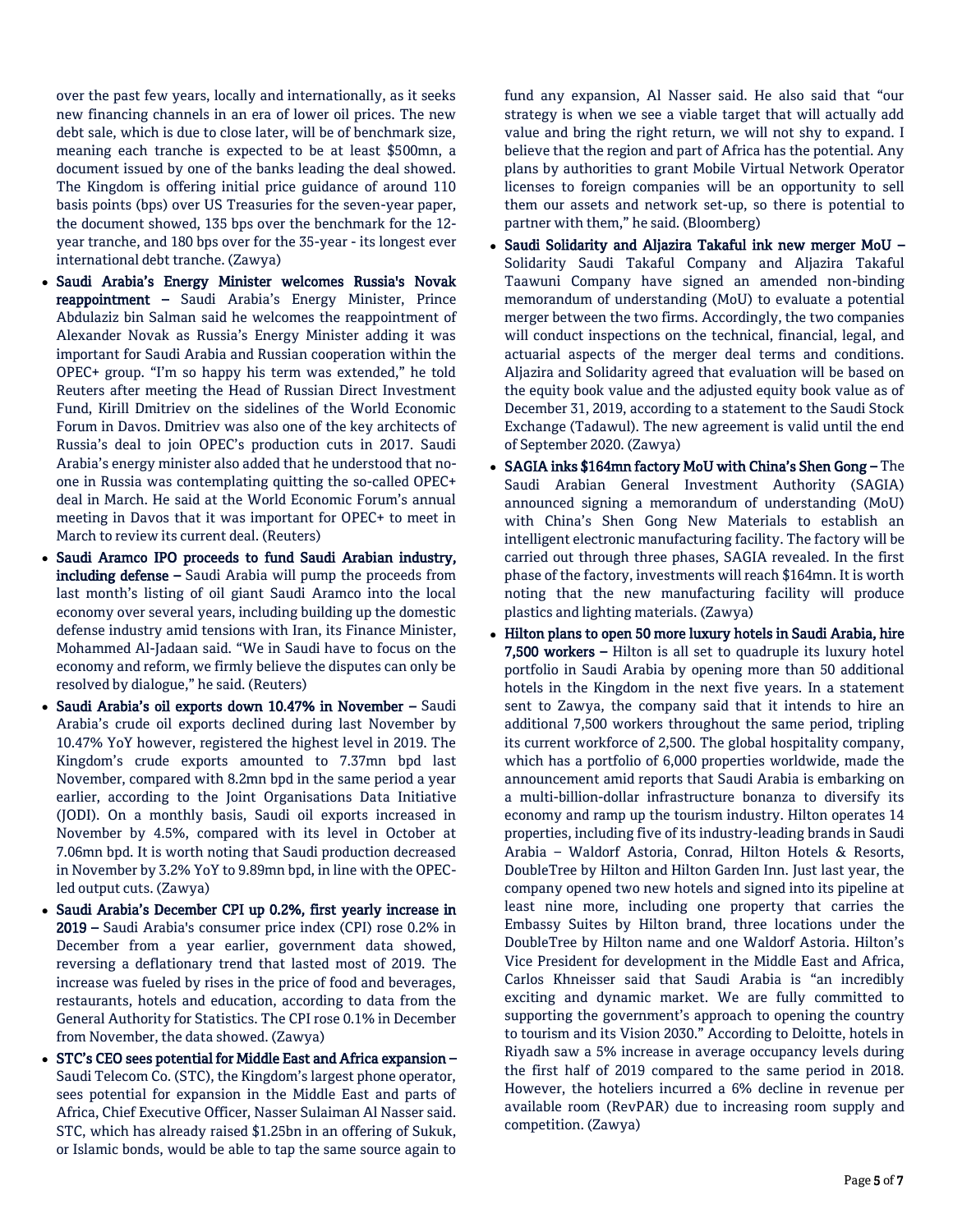over the past few years, locally and internationally, as it seeks new financing channels in an era of lower oil prices. The new debt sale, which is due to close later, will be of benchmark size, meaning each tranche is expected to be at least $500mn, a document issued by one of the banks leading the deal showed. The Kingdom is offering initial price guidance of around 110 basis points (bps) over US Treasuries for the seven-year paper, the document showed, 135 bps over the benchmark for the 12-year tranche, and 180 bps over for the 35-year - its longest ever international debt tranche. (Zawya)

- **Saudi Arabia's Energy Minister welcomes Russia's Novak reappointment –** Saudi Arabia's Energy Minister, Prince Abdulaziz bin Salman said he welcomes the reappointment of Alexander Novak as Russia's Energy Minister adding it was important for Saudi Arabia and Russian cooperation within the OPEC+ group. "I'm so happy his term was extended," he told Reuters after meeting the Head of Russian Direct Investment Fund, Kirill Dmitriev on the sidelines of the World Economic Forum in Davos. Dmitriev was also one of the key architects of Russia's deal to join OPEC's production cuts in 2017. Saudi Arabia's energy minister also added that he understood that no-one in Russia was contemplating quitting the so-called OPEC+ deal in March. He said at the World Economic Forum's annual meeting in Davos that it was important for OPEC+ to meet in March to review its current deal. (Reuters)
- **Saudi Aramco IPO proceeds to fund Saudi Arabian industry, including defense –** Saudi Arabia will pump the proceeds from last month's listing of oil giant Saudi Aramco into the local economy over several years, including building up the domestic defense industry amid tensions with Iran, its Finance Minister, Mohammed Al-Jadaan said. "We in Saudi have to focus on the economy and reform, we firmly believe the disputes can only be resolved by dialogue," he said. (Reuters)
- **Saudi Arabia's oil exports down 10.47% in November –** Saudi Arabia's crude oil exports declined during last November by 10.47% YoY however, registered the highest level in 2019. The Kingdom's crude exports amounted to 7.37mn bpd last November, compared with 8.2mn bpd in the same period a year earlier, according to the Joint Organisations Data Initiative (JODI). On a monthly basis, Saudi oil exports increased in November by 4.5%, compared with its level in October at 7.06mn bpd. It is worth noting that Saudi production decreased in November by 3.2% YoY to 9.89mn bpd, in line with the OPEC-led output cuts. (Zawya)
- **Saudi Arabia's December CPI up 0.2%, first yearly increase in 2019 –** Saudi Arabia's consumer price index (CPI) rose 0.2% in December from a year earlier, government data showed, reversing a deflationary trend that lasted most of 2019. The increase was fueled by rises in the price of food and beverages, restaurants, hotels and education, according to data from the General Authority for Statistics. The CPI rose 0.1% in December from November, the data showed. (Zawya)
- **STC's CEO sees potential for Middle East and Africa expansion –** Saudi Telecom Co. (STC), the Kingdom's largest phone operator, sees potential for expansion in the Middle East and parts of Africa, Chief Executive Officer, Nasser Sulaiman Al Nasser said. STC, which has already raised $1.25bn in an offering of Sukuk, or Islamic bonds, would be able to tap the same source again to fund any expansion, Al Nasser said. He also said that "our strategy is when we see a viable target that will actually add value and bring the right return, we will not shy to expand. I believe that the region and part of Africa has the potential. Any plans by authorities to grant Mobile Virtual Network Operator licenses to foreign companies will be an opportunity to sell them our assets and network set-up, so there is potential to partner with them," he said. (Bloomberg)
- **Saudi Solidarity and Aljazira Takaful ink new merger MoU –** Solidarity Saudi Takaful Company and Aljazira Takaful Taawuni Company have signed an amended non-binding memorandum of understanding (MoU) to evaluate a potential merger between the two firms. Accordingly, the two companies will conduct inspections on the technical, financial, legal, and actuarial aspects of the merger deal terms and conditions. Aljazira and Solidarity agreed that evaluation will be based on the equity book value and the adjusted equity book value as of December 31, 2019, according to a statement to the Saudi Stock Exchange (Tadawul). The new agreement is valid until the end of September 2020. (Zawya)
- **SAGIA inks $164mn factory MoU with China's Shen Gong –** The Saudi Arabian General Investment Authority (SAGIA) announced signing a memorandum of understanding (MoU) with China's Shen Gong New Materials to establish an intelligent electronic manufacturing facility. The factory will be carried out through three phases, SAGIA revealed. In the first phase of the factory, investments will reach $164mn. It is worth noting that the new manufacturing facility will produce plastics and lighting materials. (Zawya)
- **Hilton plans to open 50 more luxury hotels in Saudi Arabia, hire 7,500 workers –** Hilton is all set to quadruple its luxury hotel portfolio in Saudi Arabia by opening more than 50 additional hotels in the Kingdom in the next five years. In a statement sent to Zawya, the company said that it intends to hire an additional 7,500 workers throughout the same period, tripling its current workforce of 2,500. The global hospitality company, which has a portfolio of 6,000 properties worldwide, made the announcement amid reports that Saudi Arabia is embarking on a multi-billion-dollar infrastructure bonanza to diversify its economy and ramp up the tourism industry. Hilton operates 14 properties, including five of its industry-leading brands in Saudi Arabia – Waldorf Astoria, Conrad, Hilton Hotels & Resorts, DoubleTree by Hilton and Hilton Garden Inn. Just last year, the company opened two new hotels and signed into its pipeline at least nine more, including one property that carries the Embassy Suites by Hilton brand, three locations under the DoubleTree by Hilton name and one Waldorf Astoria. Hilton's Vice President for development in the Middle East and Africa, Carlos Khneisser said that Saudi Arabia is "an incredibly exciting and dynamic market. We are fully committed to supporting the government's approach to opening the country to tourism and its Vision 2030." According to Deloitte, hotels in Riyadh saw a 5% increase in average occupancy levels during the first half of 2019 compared to the same period in 2018. However, the hoteliers incurred a 6% decline in revenue per available room (RevPAR) due to increasing room supply and competition. (Zawya)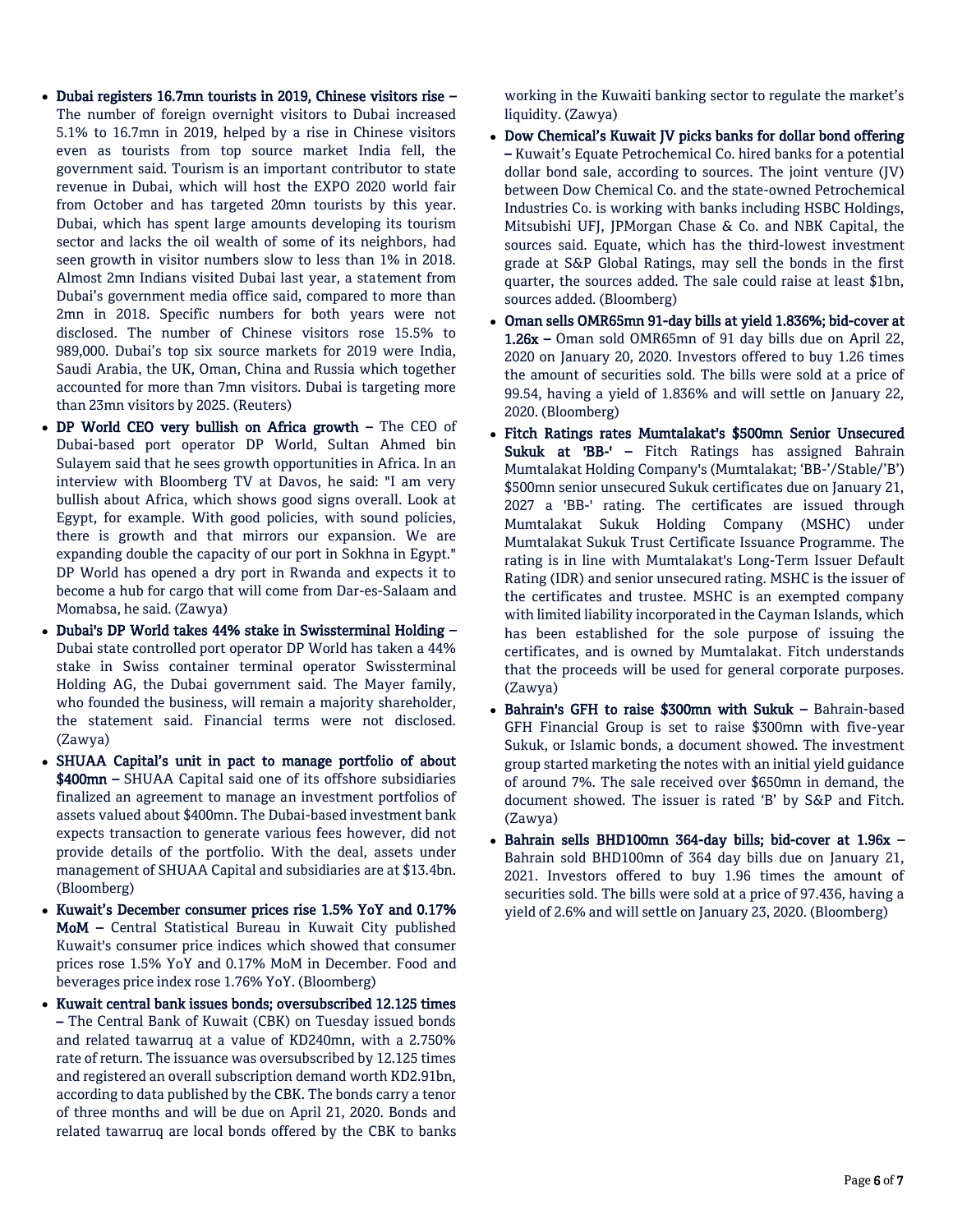- **Dubai registers 16.7mn tourists in 2019, Chinese visitors rise –** The number of foreign overnight visitors to Dubai increased 5.1% to 16.7mn in 2019, helped by a rise in Chinese visitors even as tourists from top source market India fell, the government said. Tourism is an important contributor to state revenue in Dubai, which will host the EXPO 2020 world fair from October and has targeted 20mn tourists by this year. Dubai, which has spent large amounts developing its tourism sector and lacks the oil wealth of some of its neighbors, had seen growth in visitor numbers slow to less than 1% in 2018. Almost 2mn Indians visited Dubai last year, a statement from Dubai's government media office said, compared to more than 2mn in 2018. Specific numbers for both years were not disclosed. The number of Chinese visitors rose 15.5% to 989,000. Dubai's top six source markets for 2019 were India, Saudi Arabia, the UK, Oman, China and Russia which together accounted for more than 7mn visitors. Dubai is targeting more than 23mn visitors by 2025. (Reuters)
- **DP World CEO very bullish on Africa growth –** The CEO of Dubai-based port operator DP World, Sultan Ahmed bin Sulayem said that he sees growth opportunities in Africa. In an interview with Bloomberg TV at Davos, he said: "I am very bullish about Africa, which shows good signs overall. Look at Egypt, for example. With good policies, with sound policies, there is growth and that mirrors our expansion. We are expanding double the capacity of our port in Sokhna in Egypt." DP World has opened a dry port in Rwanda and expects it to become a hub for cargo that will come from Dar-es-Salaam and Momabsa, he said. (Zawya)
- **Dubai's DP World takes 44% stake in Swissterminal Holding –** Dubai state controlled port operator DP World has taken a 44% stake in Swiss container terminal operator Swissterminal Holding AG, the Dubai government said. The Mayer family, who founded the business, will remain a majority shareholder, the statement said. Financial terms were not disclosed. (Zawya)
- **SHUAA Capital's unit in pact to manage portfolio of about $400mn –** SHUAA Capital said one of its offshore subsidiaries finalized an agreement to manage an investment portfolios of assets valued about $400mn. The Dubai-based investment bank expects transaction to generate various fees however, did not provide details of the portfolio. With the deal, assets under management of SHUAA Capital and subsidiaries are at $13.4bn. (Bloomberg)
- **Kuwait's December consumer prices rise 1.5% YoY and 0.17% MoM –** Central Statistical Bureau in Kuwait City published Kuwait's consumer price indices which showed that consumer prices rose 1.5% YoY and 0.17% MoM in December. Food and beverages price index rose 1.76% YoY. (Bloomberg)
- **Kuwait central bank issues bonds; oversubscribed 12.125 times –** The Central Bank of Kuwait (CBK) on Tuesday issued bonds and related tawarruq at a value of KD240mn, with a 2.750% rate of return. The issuance was oversubscribed by 12.125 times and registered an overall subscription demand worth KD2.91bn, according to data published by the CBK. The bonds carry a tenor of three months and will be due on April 21, 2020. Bonds and related tawarruq are local bonds offered by the CBK to banks working in the Kuwaiti banking sector to regulate the market's liquidity. (Zawya)
- **Dow Chemical's Kuwait JV picks banks for dollar bond offering –** Kuwait's Equate Petrochemical Co. hired banks for a potential dollar bond sale, according to sources. The joint venture (JV) between Dow Chemical Co. and the state-owned Petrochemical Industries Co. is working with banks including HSBC Holdings, Mitsubishi UFJ, JPMorgan Chase & Co. and NBK Capital, the sources said. Equate, which has the third-lowest investment grade at S&P Global Ratings, may sell the bonds in the first quarter, the sources added. The sale could raise at least $1bn, sources added. (Bloomberg)
- **Oman sells OMR65mn 91-day bills at yield 1.836%; bid-cover at 1.26x –** Oman sold OMR65mn of 91 day bills due on April 22, 2020 on January 20, 2020. Investors offered to buy 1.26 times the amount of securities sold. The bills were sold at a price of 99.54, having a yield of 1.836% and will settle on January 22, 2020. (Bloomberg)
- **Fitch Ratings rates Mumtalakat's $500mn Senior Unsecured Sukuk at 'BB-' –** Fitch Ratings has assigned Bahrain Mumtalakat Holding Company's (Mumtalakat; 'BB-'/Stable/'B') $500mn senior unsecured Sukuk certificates due on January 21, 2027 a 'BB-' rating. The certificates are issued through Mumtalakat Sukuk Holding Company (MSHC) under Mumtalakat Sukuk Trust Certificate Issuance Programme. The rating is in line with Mumtalakat's Long-Term Issuer Default Rating (IDR) and senior unsecured rating. MSHC is the issuer of the certificates and trustee. MSHC is an exempted company with limited liability incorporated in the Cayman Islands, which has been established for the sole purpose of issuing the certificates, and is owned by Mumtalakat. Fitch understands that the proceeds will be used for general corporate purposes. (Zawya)
- **Bahrain's GFH to raise $300mn with Sukuk –** Bahrain-based GFH Financial Group is set to raise $300mn with five-year Sukuk, or Islamic bonds, a document showed. The investment group started marketing the notes with an initial yield guidance of around 7%. The sale received over $650mn in demand, the document showed. The issuer is rated 'B' by S&P and Fitch. (Zawya)
- **Bahrain sells BHD100mn 364-day bills; bid-cover at 1.96x –** Bahrain sold BHD100mn of 364 day bills due on January 21, 2021. Investors offered to buy 1.96 times the amount of securities sold. The bills were sold at a price of 97.436, having a yield of 2.6% and will settle on January 23, 2020. (Bloomberg)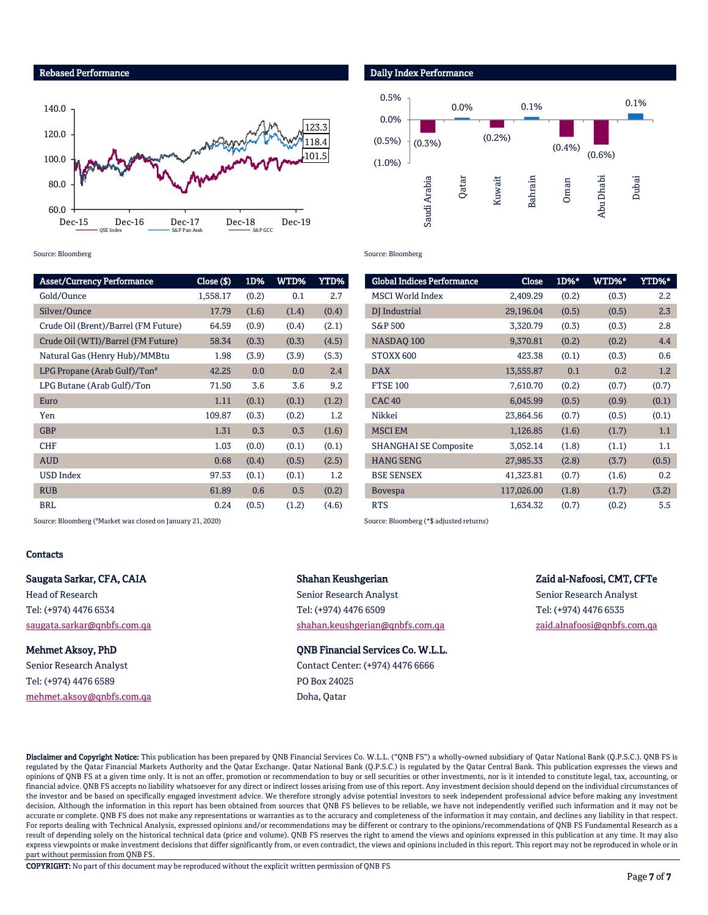## Rebased Performance

140.0
120.0
100.0
80.0
60.0

Dec-15 Dec-16 Dec-17 Dec-18 Dec-19

123.3
118.4
101.5

QSE Index S&P Pan Arab S&P GCC

Source: Bloomberg

## Daily Index Performance

0.5%
0.0%
(0.5%)
(1.0%)

(0.3%) 0.0% (0.2%) 0.1% (0.4%) (0.6%) 0.1%

Saudi Arabia Qatar Kuwait Bahrain Oman Abu Dhabi Dubai

Source: Bloomberg

| Asset/Currency Performance | Close ($) | 1D% | WTD% | YTD% |
|---|---|---|---|---|
| Gold/Ounce | 1,558.17 | (0.2) | 0.1 | 2.7 |
| Silver/Ounce | 17.79 | (1.6) | (1.4) | (0.4) |
| Crude Oil (Brent)/Barrel (FM Future) | 64.59 | (0.9) | (0.4) | (2.1) |
| Crude Oil (WTI)/Barrel (FM Future) | 58.34 | (0.3) | (0.3) | (4.5) |
| Natural Gas (Henry Hub)/MMBtu | 1.98 | (3.9) | (3.9) | (5.3) |
| LPG Propane (Arab Gulf)/Ton# | 42.25 | 0.0 | 0.0 | 2.4 |
| LPG Butane (Arab Gulf)/Ton | 71.50 | 3.6 | 3.6 | 9.2 |
| Euro | 1.11 | (0.1) | (0.1) | (1.2) |
| Yen | 109.87 | (0.3) | (0.2) | 1.2 |
| GBP | 1.31 | 0.3 | 0.3 | (1.6) |
| CHF | 1.03 | (0.0) | (0.1) | (0.1) |
| AUD | 0.68 | (0.4) | (0.5) | (2.5) |
| USD Index | 97.53 | (0.1) | (0.1) | 1.2 |
| RUB | 61.89 | 0.6 | 0.5 | (0.2) |
| BRL | 0.24 | (0.5) | (1.2) | (4.6) |

Source: Bloomberg (#Market was closed on January 21, 2020)

| Global Indices Performance | Close | 1D%* | WTD%* | YTD%* |
|---|---|---|---|---|
| MSCI World Index | 2,409.29 | (0.2) | (0.3) | 2.2 |
| DJ Industrial | 29,196.04 | (0.5) | (0.5) | 2.3 |
| S&P 500 | 3,320.79 | (0.3) | (0.3) | 2.8 |
| NASDAQ 100 | 9,370.81 | (0.2) | (0.2) | 4.4 |
| STOXX 600 | 423.38 | (0.1) | (0.3) | 0.6 |
| DAX | 13,555.87 | 0.1 | 0.2 | 1.2 |
| FTSE 100 | 7,610.70 | (0.2) | (0.7) | (0.7) |
| CAC 40 | 6,045.99 | (0.5) | (0.9) | (0.1) |
| Nikkei | 23,864.56 | (0.7) | (0.5) | (0.1) |
| MSCI EM | 1,126.85 | (1.6) | (1.7) | 1.1 |
| SHANGHAI SE Composite | 3,052.14 | (1.8) | (1.1) | 1.1 |
| HANG SENG | 27,985.33 | (2.8) | (3.7) | (0.5) |
| BSE SENSEX | 41,323.81 | (0.7) | (1.6) | 0.2 |
| Bovespa | 117,026.00 | (1.8) | (1.7) | (3.2) |
| RTS | 1,634.32 | (0.7) | (0.2) | 5.5 |

Source: Bloomberg (*$ adjusted returns)

### Contacts

**Saugata Sarkar, CFA, CAIA**
Head of Research
Tel: (+974) 4476 6534
saugata.sarkar@qnbfs.com.qa

**Shahan Keushgerian**
Senior Research Analyst
Tel: (+974) 4476 6509
shahan.keushgerian@qnbfs.com.qa

**Zaid al-Nafoosi, CMT, CFTe**
Senior Research Analyst
Tel: (+974) 4476 6535
zaid.alnafoosi@qnbfs.com.qa

**Mehmet Aksoy, PhD**
Senior Research Analyst
Tel: (+974) 4476 6589
mehmet.aksoy@qnbfs.com.qa

**QNB Financial Services Co. W.L.L.**
Contact Center: (+974) 4476 6666
PO Box 24025
Doha, Qatar

**Disclaimer and Copyright Notice:** This publication has been prepared by QNB Financial Services Co. W.L.L. ("QNB FS") a wholly-owned subsidiary of Qatar National Bank (Q.P.S.C.). QNB FS is regulated by the Qatar Financial Markets Authority and the Qatar Exchange. Qatar National Bank (Q.P.S.C.) is regulated by the Qatar Central Bank. This publication expresses the views and opinions of QNB FS at a given time only. It is not an offer, promotion or recommendation to buy or sell securities or other investments, nor is it intended to constitute legal, tax, accounting, or financial advice. QNB FS accepts no liability whatsoever for any direct or indirect losses arising from use of this report. Any investment decision should depend on the individual circumstances of the investor and be based on specifically engaged investment advice. We therefore strongly advise potential investors to seek independent professional advice before making any investment decision. Although the information in this report has been obtained from sources that QNB FS believes to be reliable, we have not independently verified such information and it may not be accurate or complete. QNB FS does not make any representations or warranties as to the accuracy and completeness of the information it may contain, and declines any liability in that respect. For reports dealing with Technical Analysis, expressed opinions and/or recommendations may be different or contrary to the opinions/recommendations of QNB FS Fundamental Research as a result of depending solely on the historical technical data (price and volume). QNB FS reserves the right to amend the views and opinions expressed in this publication at any time. It may also express viewpoints or make investment decisions that differ significantly from, or even contradict, the views and opinions included in this report. This report may not be reproduced in whole or in part without permission from QNB FS.

**COPYRIGHT:** No part of this document may be reproduced without the explicit written permission of QNB FS